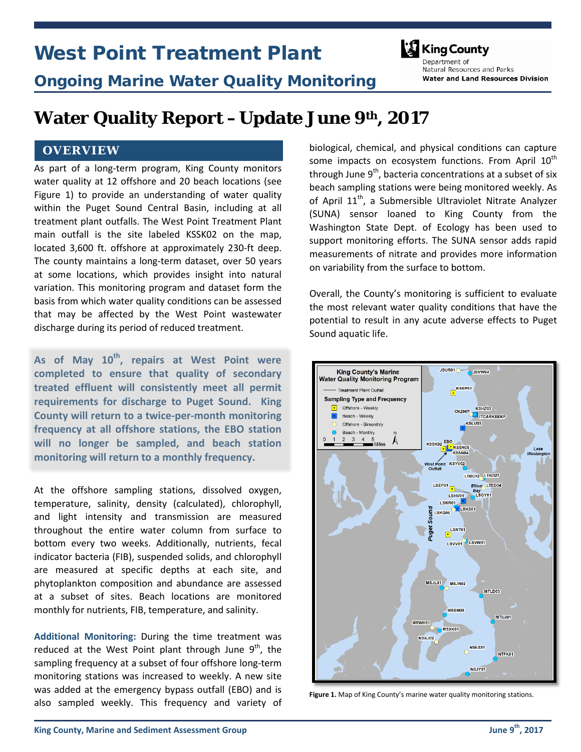# West Point Treatment Plant

## Ongoing Marine Water Quality Monitoring

King County
Department of Natural Resources and Parks
**Water and Land Resources Division**

# Water Quality Report – Update June 9th, 2017

## OVERVIEW

As part of a long-term program, King County monitors water quality at 12 offshore and 20 beach locations (see Figure 1) to provide an understanding of water quality within the Puget Sound Central Basin, including at all treatment plant outfalls. The West Point Treatment Plant main outfall is the site labeled KSSK02 on the map, located 3,600 ft. offshore at approximately 230-ft deep. The county maintains a long-term dataset, over 50 years at some locations, which provides insight into natural variation. This monitoring program and dataset form the basis from which water quality conditions can be assessed that may be affected by the West Point wastewater discharge during its period of reduced treatment.

**As of May 10th, repairs at West Point were completed to ensure that quality of secondary treated effluent will consistently meet all permit requirements for discharge to Puget Sound. King County will return to a twice-per-month monitoring frequency at all offshore stations, the EBO station will no longer be sampled, and beach station monitoring will return to a monthly frequency.**

At the offshore sampling stations, dissolved oxygen, temperature, salinity, density (calculated), chlorophyll, and light intensity and transmission are measured throughout the entire water column from surface to bottom every two weeks. Additionally, nutrients, fecal indicator bacteria (FIB), suspended solids, and chlorophyll are measured at specific depths at each site, and phytoplankton composition and abundance are assessed at a subset of sites. Beach locations are monitored monthly for nutrients, FIB, temperature, and salinity.

**Additional Monitoring:** During the time treatment was reduced at the West Point plant through June 9th, the sampling frequency at a subset of four offshore long-term monitoring stations was increased to weekly. A new site was added at the emergency bypass outfall (EBO) and is also sampled weekly. This frequency and variety of biological, chemical, and physical conditions can capture some impacts on ecosystem functions. From April 10th through June 9th, bacteria concentrations at a subset of six beach sampling stations were being monitored weekly. As of April 11th, a Submersible Ultraviolet Nitrate Analyzer (SUNA) sensor loaned to King County from the Washington State Dept. of Ecology has been used to support monitoring efforts. The SUNA sensor adds rapid measurements of nitrate and provides more information on variability from the surface to bottom.

Overall, the County's monitoring is sufficient to evaluate the most relevant water quality conditions that have the potential to result in any acute adverse effects to Puget Sound aquatic life.

**Figure 1.** Map of King County's marine water quality monitoring stations.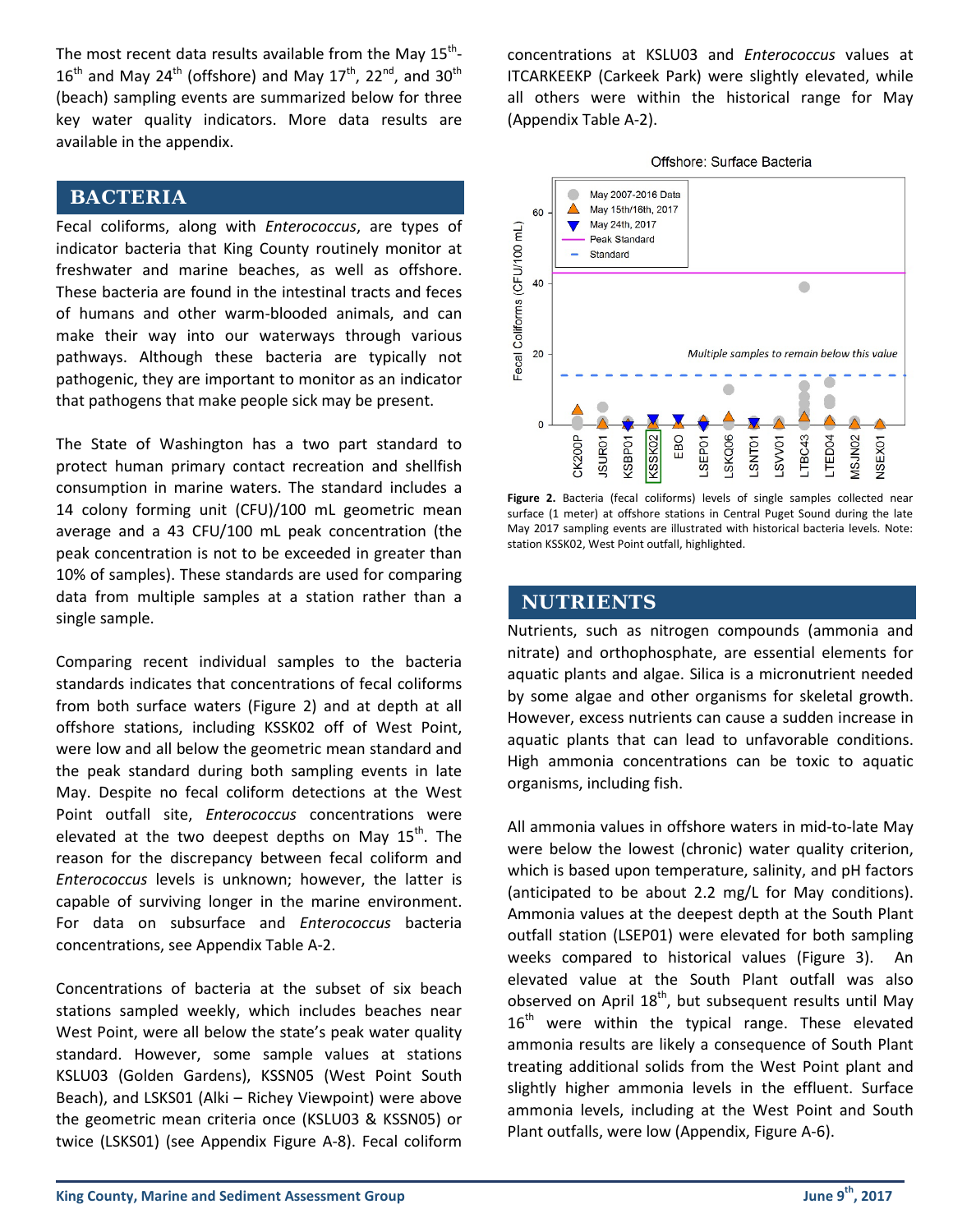The most recent data results available from the May 15th-16th and May 24th (offshore) and May 17th, 22nd, and 30th (beach) sampling events are summarized below for three key water quality indicators. More data results are available in the appendix.

## BACTERIA

Fecal coliforms, along with *Enterococcus*, are types of indicator bacteria that King County routinely monitor at freshwater and marine beaches, as well as offshore. These bacteria are found in the intestinal tracts and feces of humans and other warm-blooded animals, and can make their way into our waterways through various pathways. Although these bacteria are typically not pathogenic, they are important to monitor as an indicator that pathogens that make people sick may be present.

The State of Washington has a two part standard to protect human primary contact recreation and shellfish consumption in marine waters. The standard includes a 14 colony forming unit (CFU)/100 mL geometric mean average and a 43 CFU/100 mL peak concentration (the peak concentration is not to be exceeded in greater than 10% of samples). These standards are used for comparing data from multiple samples at a station rather than a single sample.

Comparing recent individual samples to the bacteria standards indicates that concentrations of fecal coliforms from both surface waters (Figure 2) and at depth at all offshore stations, including KSSK02 off of West Point, were low and all below the geometric mean standard and the peak standard during both sampling events in late May. Despite no fecal coliform detections at the West Point outfall site, *Enterococcus* concentrations were elevated at the two deepest depths on May 15th. The reason for the discrepancy between fecal coliform and *Enterococcus* levels is unknown; however, the latter is capable of surviving longer in the marine environment. For data on subsurface and *Enterococcus* bacteria concentrations, see Appendix Table A-2.

Concentrations of bacteria at the subset of six beach stations sampled weekly, which includes beaches near West Point, were all below the state's peak water quality standard. However, some sample values at stations KSLU03 (Golden Gardens), KSSN05 (West Point South Beach), and LSKS01 (Alki – Richey Viewpoint) were above the geometric mean criteria once (KSLU03 & KSSN05) or twice (LSKS01) (see Appendix Figure A-8). Fecal coliform concentrations at KSLU03 and *Enterococcus* values at ITCARKEEKP (Carkeek Park) were slightly elevated, while all others were within the historical range for May (Appendix Table A-2).

**Figure 2.** Bacteria (fecal coliforms) levels of single samples collected near surface (1 meter) at offshore stations in Central Puget Sound during the late May 2017 sampling events are illustrated with historical bacteria levels. Note: station KSSK02, West Point outfall, highlighted.

## NUTRIENTS

Nutrients, such as nitrogen compounds (ammonia and nitrate) and orthophosphate, are essential elements for aquatic plants and algae. Silica is a micronutrient needed by some algae and other organisms for skeletal growth. However, excess nutrients can cause a sudden increase in aquatic plants that can lead to unfavorable conditions. High ammonia concentrations can be toxic to aquatic organisms, including fish.

All ammonia values in offshore waters in mid-to-late May were below the lowest (chronic) water quality criterion, which is based upon temperature, salinity, and pH factors (anticipated to be about 2.2 mg/L for May conditions). Ammonia values at the deepest depth at the South Plant outfall station (LSEP01) were elevated for both sampling weeks compared to historical values (Figure 3). An elevated value at the South Plant outfall was also observed on April 18th, but subsequent results until May 16th were within the typical range. These elevated ammonia results are likely a consequence of South Plant treating additional solids from the West Point plant and slightly higher ammonia levels in the effluent. Surface ammonia levels, including at the West Point and South Plant outfalls, were low (Appendix, Figure A-6).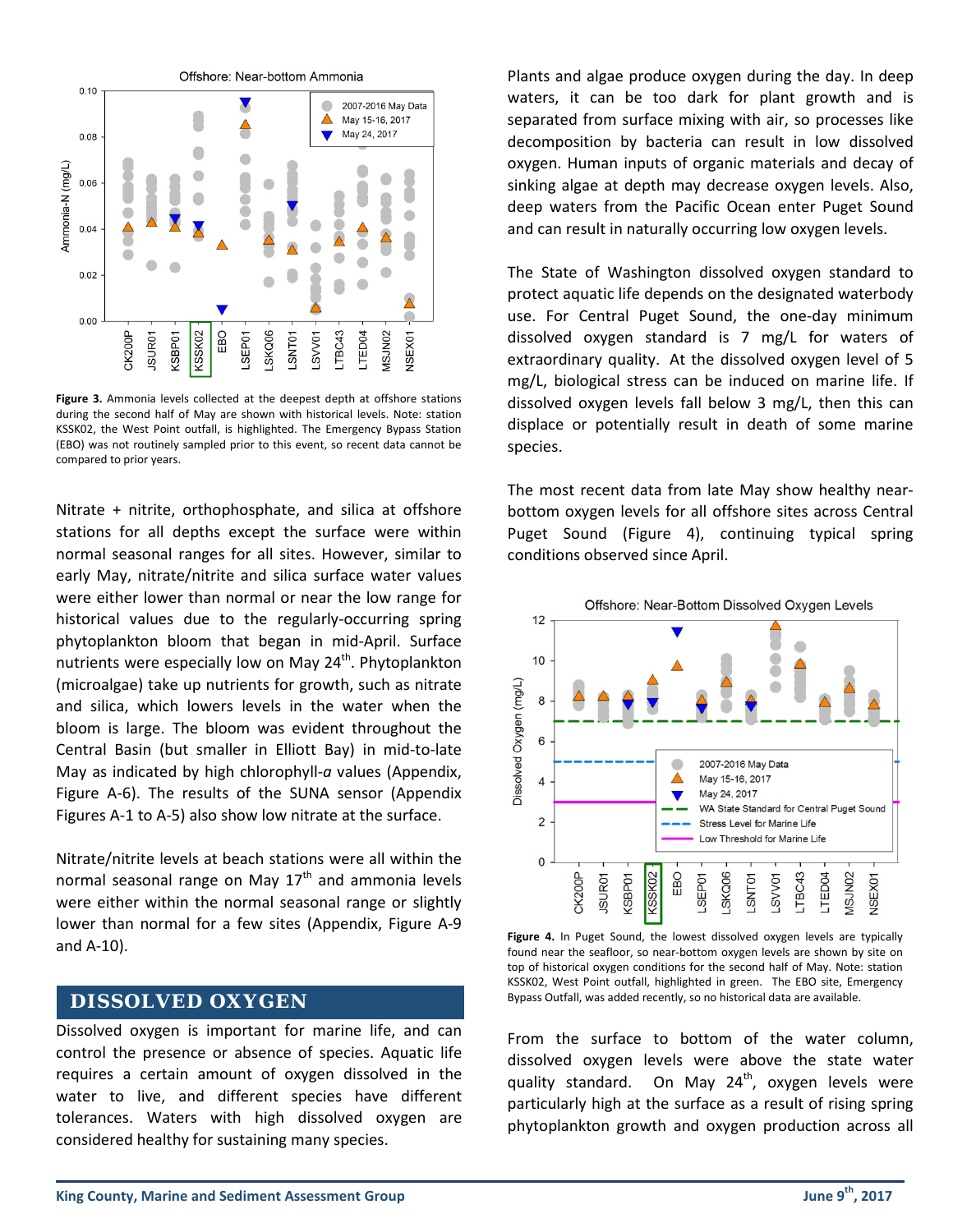**Figure 3.** Ammonia levels collected at the deepest depth at offshore stations during the second half of May are shown with historical levels. Note: station KSSK02, the West Point outfall, is highlighted. The Emergency Bypass Station (EBO) was not routinely sampled prior to this event, so recent data cannot be compared to prior years.

Nitrate + nitrite, orthophosphate, and silica at offshore stations for all depths except the surface were within normal seasonal ranges for all sites. However, similar to early May, nitrate/nitrite and silica surface water values were either lower than normal or near the low range for historical values due to the regularly-occurring spring phytoplankton bloom that began in mid-April. Surface nutrients were especially low on May 24th. Phytoplankton (microalgae) take up nutrients for growth, such as nitrate and silica, which lowers levels in the water when the bloom is large. The bloom was evident throughout the Central Basin (but smaller in Elliott Bay) in mid-to-late May as indicated by high chlorophyll-*a* values (Appendix, Figure A-6). The results of the SUNA sensor (Appendix Figures A-1 to A-5) also show low nitrate at the surface.

Nitrate/nitrite levels at beach stations were all within the normal seasonal range on May 17th and ammonia levels were either within the normal seasonal range or slightly lower than normal for a few sites (Appendix, Figure A-9 and A-10).

## DISSOLVED OXYGEN

Dissolved oxygen is important for marine life, and can control the presence or absence of species. Aquatic life requires a certain amount of oxygen dissolved in the water to live, and different species have different tolerances. Waters with high dissolved oxygen are considered healthy for sustaining many species.

Plants and algae produce oxygen during the day. In deep waters, it can be too dark for plant growth and is separated from surface mixing with air, so processes like decomposition by bacteria can result in low dissolved oxygen. Human inputs of organic materials and decay of sinking algae at depth may decrease oxygen levels. Also, deep waters from the Pacific Ocean enter Puget Sound and can result in naturally occurring low oxygen levels.

The State of Washington dissolved oxygen standard to protect aquatic life depends on the designated waterbody use. For Central Puget Sound, the one-day minimum dissolved oxygen standard is 7 mg/L for waters of extraordinary quality. At the dissolved oxygen level of 5 mg/L, biological stress can be induced on marine life. If dissolved oxygen levels fall below 3 mg/L, then this can displace or potentially result in death of some marine species.

The most recent data from late May show healthy near-bottom oxygen levels for all offshore sites across Central Puget Sound (Figure 4), continuing typical spring conditions observed since April.

**Figure 4.** In Puget Sound, the lowest dissolved oxygen levels are typically found near the seafloor, so near-bottom oxygen levels are shown by site on top of historical oxygen conditions for the second half of May. Note: station KSSK02, West Point outfall, highlighted in green. The EBO site, Emergency Bypass Outfall, was added recently, so no historical data are available.

From the surface to bottom of the water column, dissolved oxygen levels were above the state water quality standard. On May 24th, oxygen levels were particularly high at the surface as a result of rising spring phytoplankton growth and oxygen production across all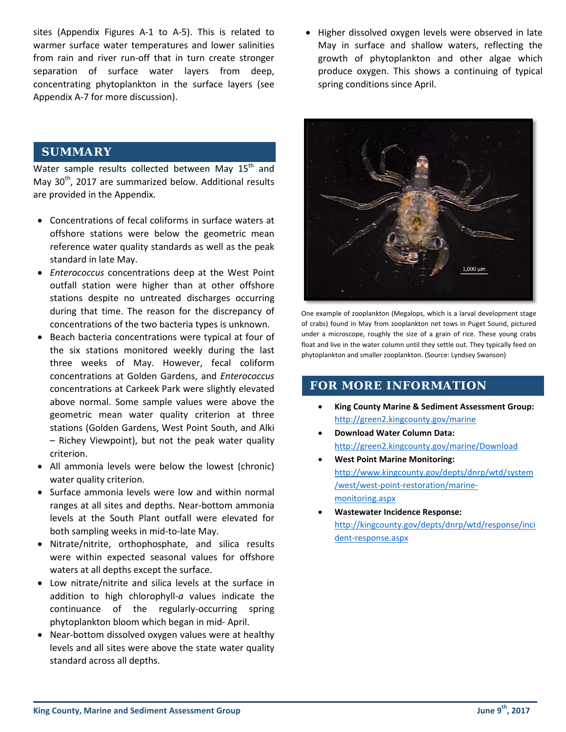sites (Appendix Figures A-1 to A-5). This is related to warmer surface water temperatures and lower salinities from rain and river run-off that in turn create stronger separation of surface water layers from deep, concentrating phytoplankton in the surface layers (see Appendix A-7 for more discussion).

## SUMMARY

Water sample results collected between May 15th and May 30th, 2017 are summarized below. Additional results are provided in the Appendix.

- Concentrations of fecal coliforms in surface waters at offshore stations were below the geometric mean reference water quality standards as well as the peak standard in late May.
- *Enterococcus* concentrations deep at the West Point outfall station were higher than at other offshore stations despite no untreated discharges occurring during that time. The reason for the discrepancy of concentrations of the two bacteria types is unknown.
- Beach bacteria concentrations were typical at four of the six stations monitored weekly during the last three weeks of May. However, fecal coliform concentrations at Golden Gardens, and *Enterococcus* concentrations at Carkeek Park were slightly elevated above normal. Some sample values were above the geometric mean water quality criterion at three stations (Golden Gardens, West Point South, and Alki – Richey Viewpoint), but not the peak water quality criterion.
- All ammonia levels were below the lowest (chronic) water quality criterion.
- Surface ammonia levels were low and within normal ranges at all sites and depths. Near-bottom ammonia levels at the South Plant outfall were elevated for both sampling weeks in mid-to-late May.
- Nitrate/nitrite, orthophosphate, and silica results were within expected seasonal values for offshore waters at all depths except the surface.
- Low nitrate/nitrite and silica levels at the surface in addition to high chlorophyll-*a* values indicate the continuance of the regularly-occurring spring phytoplankton bloom which began in mid- April.
- Near-bottom dissolved oxygen values were at healthy levels and all sites were above the state water quality standard across all depths.
- Higher dissolved oxygen levels were observed in late May in surface and shallow waters, reflecting the growth of phytoplankton and other algae which produce oxygen. This shows a continuing of typical spring conditions since April.

1,000 µm

One example of zooplankton (Megalops, which is a larval development stage of crabs) found in May from zooplankton net tows in Puget Sound, pictured under a microscope, roughly the size of a grain of rice. These young crabs float and live in the water column until they settle out. They typically feed on phytoplankton and smaller zooplankton. (Source: Lyndsey Swanson)

## FOR MORE INFORMATION

- **King County Marine & Sediment Assessment Group:** http://green2.kingcounty.gov/marine
- **Download Water Column Data:** http://green2.kingcounty.gov/marine/Download
- **West Point Marine Monitoring:** http://www.kingcounty.gov/depts/dnrp/wtd/system/west/west-point-restoration/marine-monitoring.aspx
- **Wastewater Incidence Response:** http://kingcounty.gov/depts/dnrp/wtd/response/incident-response.aspx